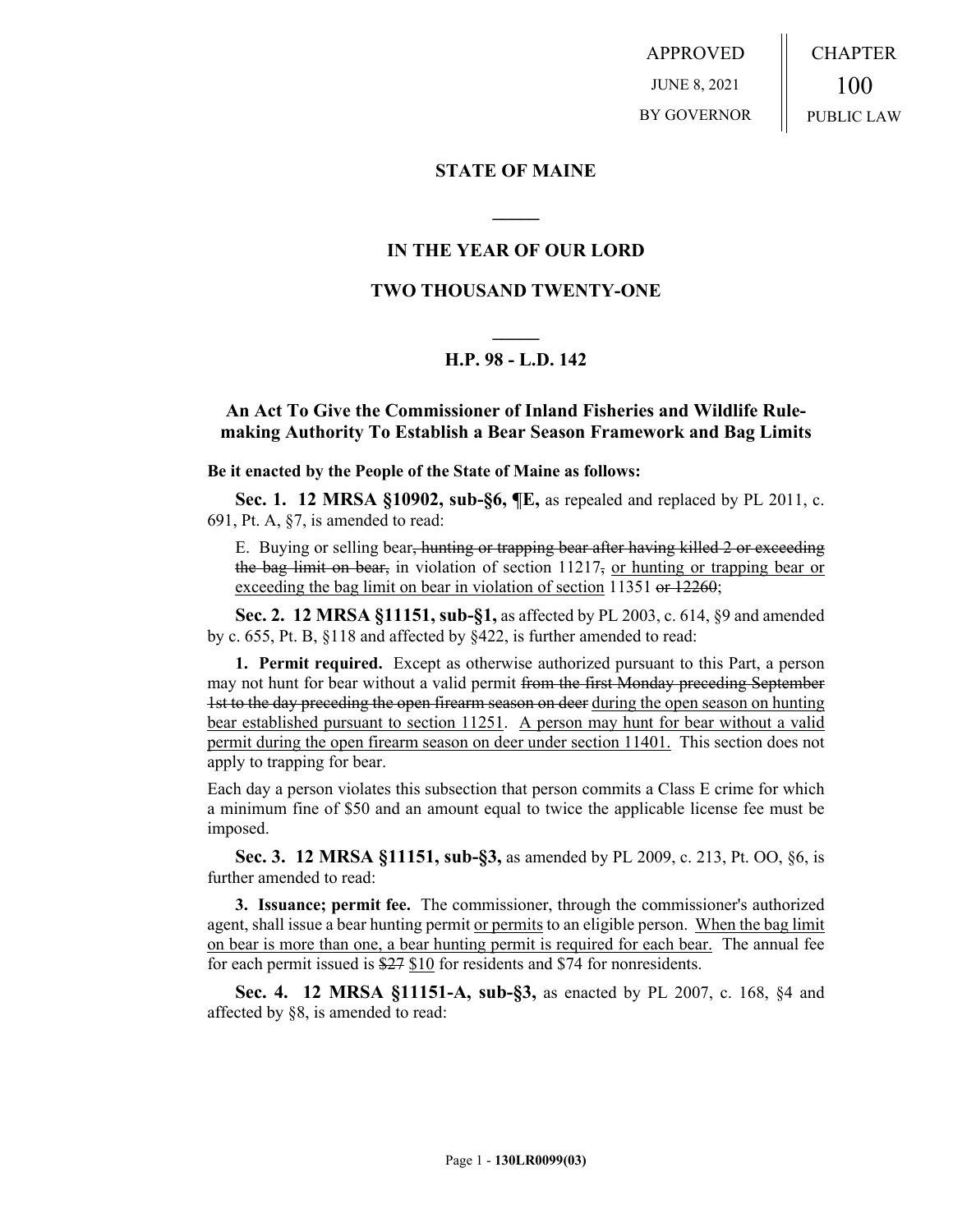APPROVED
JUNE 8, 2021
BY GOVERNOR

CHAPTER
100
PUBLIC LAW

## STATE OF MAINE

## IN THE YEAR OF OUR LORD

## TWO THOUSAND TWENTY-ONE

## H.P. 98 - L.D. 142

## An Act To Give the Commissioner of Inland Fisheries and Wildlife Rule-making Authority To Establish a Bear Season Framework and Bag Limits

**Be it enacted by the People of the State of Maine as follows:**

**Sec. 1. 12 MRSA §10902, sub-§6, ¶E,** as repealed and replaced by PL 2011, c. 691, Pt. A, §7, is amended to read:

E. Buying or selling bear~~, hunting or trapping bear after having killed 2 or exceeding the bag limit on bear,~~ in violation of section 11217~~,~~ <u>or hunting or trapping bear or exceeding the bag limit on bear in violation of section</u> 11351 ~~or 12260~~;

**Sec. 2. 12 MRSA §11151, sub-§1,** as affected by PL 2003, c. 614, §9 and amended by c. 655, Pt. B, §118 and affected by §422, is further amended to read:

**1. Permit required.** Except as otherwise authorized pursuant to this Part, a person may not hunt for bear without a valid permit ~~from the first Monday preceding September 1st to the day preceding the open firearm season on deer~~ <u>during the open season on hunting bear established pursuant to section 11251</u>. <u>A person may hunt for bear without a valid permit during the open firearm season on deer under section 11401.</u> This section does not apply to trapping for bear.

Each day a person violates this subsection that person commits a Class E crime for which a minimum fine of $50 and an amount equal to twice the applicable license fee must be imposed.

**Sec. 3. 12 MRSA §11151, sub-§3,** as amended by PL 2009, c. 213, Pt. OO, §6, is further amended to read:

**3. Issuance; permit fee.** The commissioner, through the commissioner's authorized agent, shall issue a bear hunting permit <u>or permits</u> to an eligible person. <u>When the bag limit on bear is more than one, a bear hunting permit is required for each bear.</u> The annual fee for each permit issued is ~~$27~~ <u>$10</u> for residents and $74 for nonresidents.

**Sec. 4. 12 MRSA §11151-A, sub-§3,** as enacted by PL 2007, c. 168, §4 and affected by §8, is amended to read: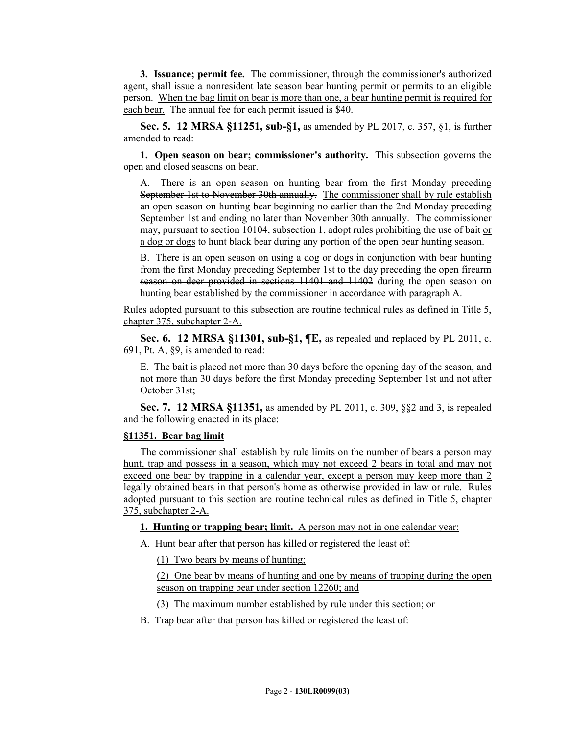**3. Issuance; permit fee.** The commissioner, through the commissioner's authorized agent, shall issue a nonresident late season bear hunting permit <u>or permits</u> to an eligible person. <u>When the bag limit on bear is more than one, a bear hunting permit is required for each bear.</u> The annual fee for each permit issued is $40.

**Sec. 5. 12 MRSA §11251, sub-§1,** as amended by PL 2017, c. 357, §1, is further amended to read:

**1. Open season on bear; commissioner's authority.** This subsection governs the open and closed seasons on bear.

A. ~~There is an open season on hunting bear from the first Monday preceding September 1st to November 30th annually.~~ <u>The commissioner shall by rule establish an open season on hunting bear beginning no earlier than the 2nd Monday preceding September 1st and ending no later than November 30th annually.</u> The commissioner may, pursuant to section 10104, subsection 1, adopt rules prohibiting the use of bait <u>or a dog or dogs</u> to hunt black bear during any portion of the open bear hunting season.

B. There is an open season on using a dog or dogs in conjunction with bear hunting ~~from the first Monday preceding September 1st to the day preceding the open firearm season on deer provided in sections 11401 and 11402~~ <u>during the open season on hunting bear established by the commissioner in accordance with paragraph A</u>.

<u>Rules adopted pursuant to this subsection are routine technical rules as defined in Title 5, chapter 375, subchapter 2-A.</u>

**Sec. 6. 12 MRSA §11301, sub-§1, ¶E,** as repealed and replaced by PL 2011, c. 691, Pt. A, §9, is amended to read:

E. The bait is placed not more than 30 days before the opening day of the season<u>, and not more than 30 days before the first Monday preceding September 1st</u> and not after October 31st;

**Sec. 7. 12 MRSA §11351,** as amended by PL 2011, c. 309, §§2 and 3, is repealed and the following enacted in its place:

**<u>§11351. Bear bag limit</u>**

<u>The commissioner shall establish by rule limits on the number of bears a person may hunt, trap and possess in a season, which may not exceed 2 bears in total and may not exceed one bear by trapping in a calendar year, except a person may keep more than 2 legally obtained bears in that person's home as otherwise provided in law or rule. Rules adopted pursuant to this section are routine technical rules as defined in Title 5, chapter 375, subchapter 2-A.</u>

**<u>1. Hunting or trapping bear; limit.</u>** <u>A person may not in one calendar year:</u>

<u>A. Hunt bear after that person has killed or registered the least of:</u>

<u>(1) Two bears by means of hunting;</u>

<u>(2) One bear by means of hunting and one by means of trapping during the open season on trapping bear under section 12260; and</u>

<u>(3) The maximum number established by rule under this section; or</u>

<u>B. Trap bear after that person has killed or registered the least of:</u>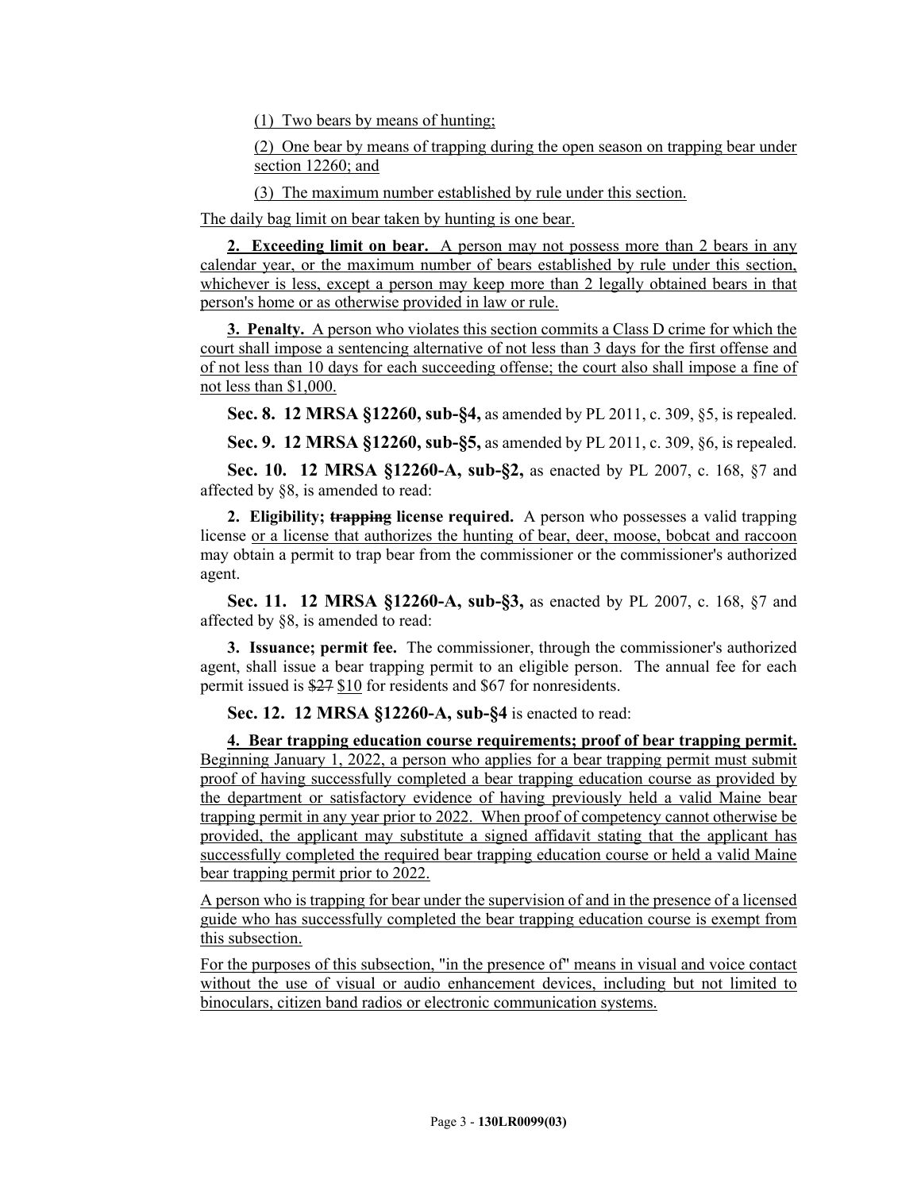(1) Two bears by means of hunting;

(2) One bear by means of trapping during the open season on trapping bear under section 12260; and

(3) The maximum number established by rule under this section.

The daily bag limit on bear taken by hunting is one bear.

**2. Exceeding limit on bear.** A person may not possess more than 2 bears in any calendar year, or the maximum number of bears established by rule under this section, whichever is less, except a person may keep more than 2 legally obtained bears in that person's home or as otherwise provided in law or rule.

**3. Penalty.** A person who violates this section commits a Class D crime for which the court shall impose a sentencing alternative of not less than 3 days for the first offense and of not less than 10 days for each succeeding offense; the court also shall impose a fine of not less than $1,000.

**Sec. 8. 12 MRSA §12260, sub-§4,** as amended by PL 2011, c. 309, §5, is repealed.

**Sec. 9. 12 MRSA §12260, sub-§5,** as amended by PL 2011, c. 309, §6, is repealed.

**Sec. 10. 12 MRSA §12260-A, sub-§2,** as enacted by PL 2007, c. 168, §7 and affected by §8, is amended to read:

**2. Eligibility; ~~trapping~~ license required.** A person who possesses a valid trapping license or a license that authorizes the hunting of bear, deer, moose, bobcat and raccoon may obtain a permit to trap bear from the commissioner or the commissioner's authorized agent.

**Sec. 11. 12 MRSA §12260-A, sub-§3,** as enacted by PL 2007, c. 168, §7 and affected by §8, is amended to read:

**3. Issuance; permit fee.** The commissioner, through the commissioner's authorized agent, shall issue a bear trapping permit to an eligible person. The annual fee for each permit issued is ~~$27~~ $10 for residents and $67 for nonresidents.

**Sec. 12. 12 MRSA §12260-A, sub-§4** is enacted to read:

**4. Bear trapping education course requirements; proof of bear trapping permit.** Beginning January 1, 2022, a person who applies for a bear trapping permit must submit proof of having successfully completed a bear trapping education course as provided by the department or satisfactory evidence of having previously held a valid Maine bear trapping permit in any year prior to 2022. When proof of competency cannot otherwise be provided, the applicant may substitute a signed affidavit stating that the applicant has successfully completed the required bear trapping education course or held a valid Maine bear trapping permit prior to 2022.

A person who is trapping for bear under the supervision of and in the presence of a licensed guide who has successfully completed the bear trapping education course is exempt from this subsection.

For the purposes of this subsection, "in the presence of" means in visual and voice contact without the use of visual or audio enhancement devices, including but not limited to binoculars, citizen band radios or electronic communication systems.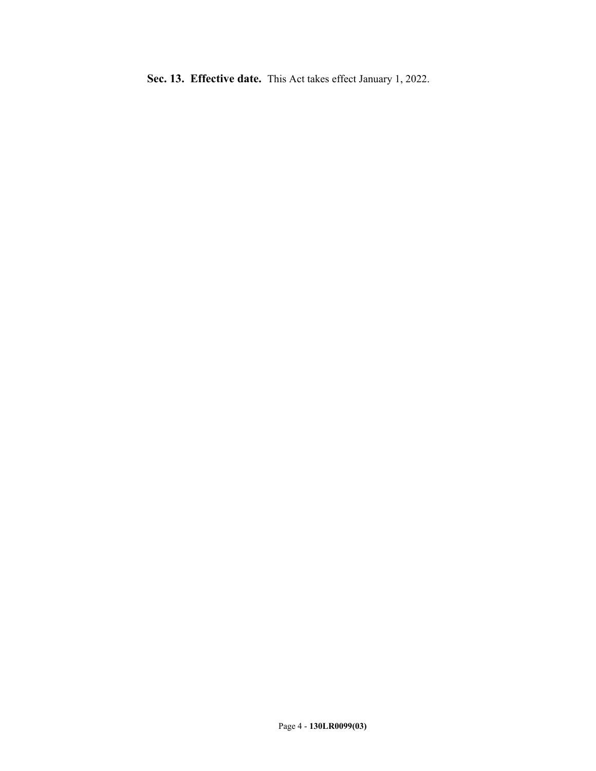**Sec. 13. Effective date.** This Act takes effect January 1, 2022.